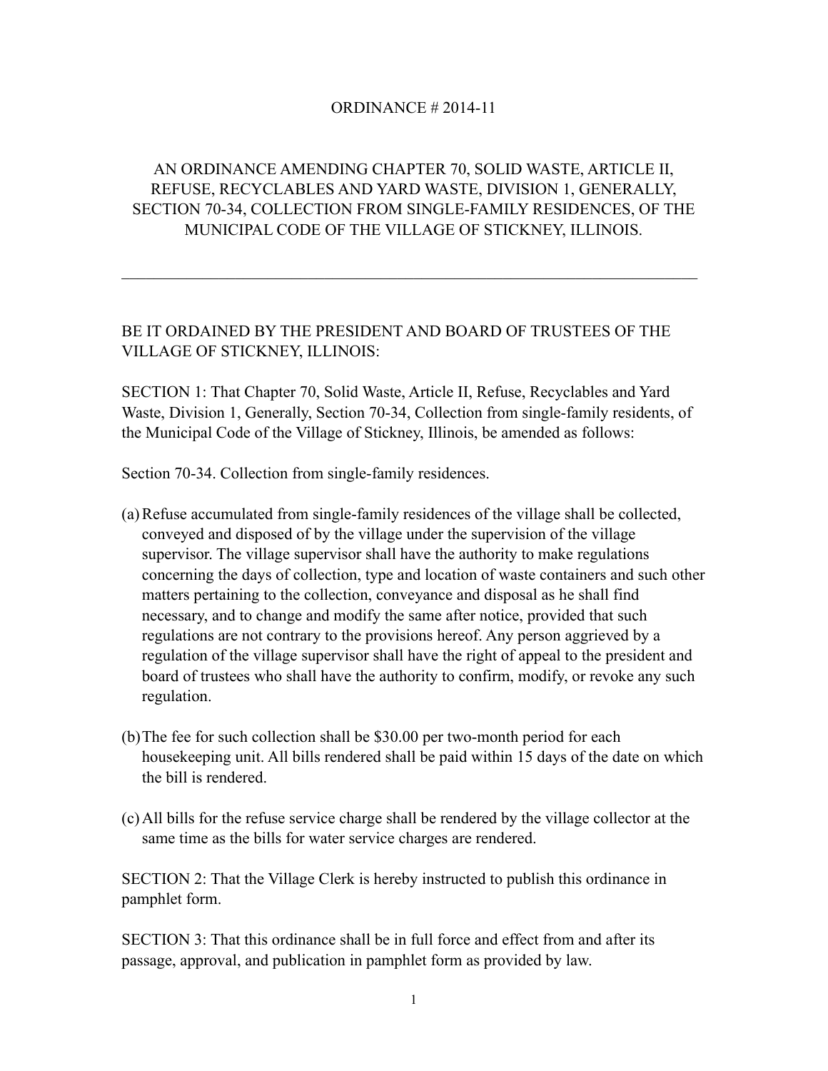# ORDINANCE # 2014-11

## AN ORDINANCE AMENDING CHAPTER 70, SOLID WASTE, ARTICLE II, REFUSE, RECYCLABLES AND YARD WASTE, DIVISION 1, GENERALLY, SECTION 70-34, COLLECTION FROM SINGLE-FAMILY RESIDENCES, OF THE MUNICIPAL CODE OF THE VILLAGE OF STICKNEY, ILLINOIS.

---

BE IT ORDAINED BY THE PRESIDENT AND BOARD OF TRUSTEES OF THE VILLAGE OF STICKNEY, ILLINOIS:

SECTION 1: That Chapter 70, Solid Waste, Article II, Refuse, Recyclables and Yard Waste, Division 1, Generally, Section 70-34, Collection from single-family residents, of the Municipal Code of the Village of Stickney, Illinois, be amended as follows:

Section 70-34. Collection from single-family residences.

(a) Refuse accumulated from single-family residences of the village shall be collected, conveyed and disposed of by the village under the supervision of the village supervisor. The village supervisor shall have the authority to make regulations concerning the days of collection, type and location of waste containers and such other matters pertaining to the collection, conveyance and disposal as he shall find necessary, and to change and modify the same after notice, provided that such regulations are not contrary to the provisions hereof. Any person aggrieved by a regulation of the village supervisor shall have the right of appeal to the president and board of trustees who shall have the authority to confirm, modify, or revoke any such regulation.

(b) The fee for such collection shall be $30.00 per two-month period for each housekeeping unit. All bills rendered shall be paid within 15 days of the date on which the bill is rendered.

(c) All bills for the refuse service charge shall be rendered by the village collector at the same time as the bills for water service charges are rendered.

SECTION 2: That the Village Clerk is hereby instructed to publish this ordinance in pamphlet form.

SECTION 3: That this ordinance shall be in full force and effect from and after its passage, approval, and publication in pamphlet form as provided by law.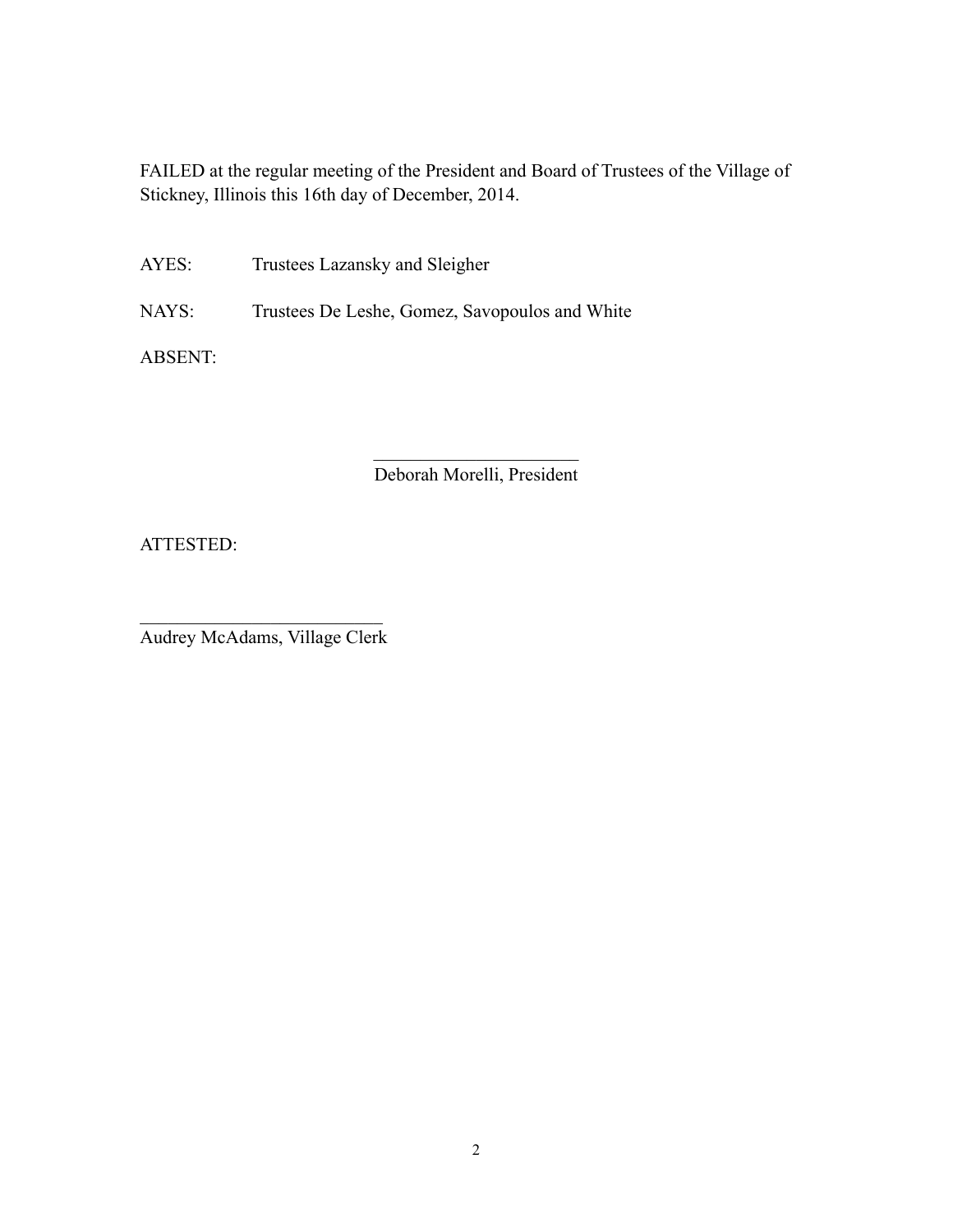FAILED at the regular meeting of the President and Board of Trustees of the Village of Stickney, Illinois this 16th day of December, 2014.

AYES: Trustees Lazansky and Sleigher

NAYS: Trustees De Leshe, Gomez, Savopoulos and White

ABSENT:

\_\_\_\_\_\_\_\_\_\_\_\_\_\_\_\_\_\_\_\_\_\_\_\_

Deborah Morelli, President

ATTESTED:

\_\_\_\_\_\_\_\_\_\_\_\_\_\_\_\_\_\_\_\_\_\_\_\_\_\_\_

Audrey McAdams, Village Clerk